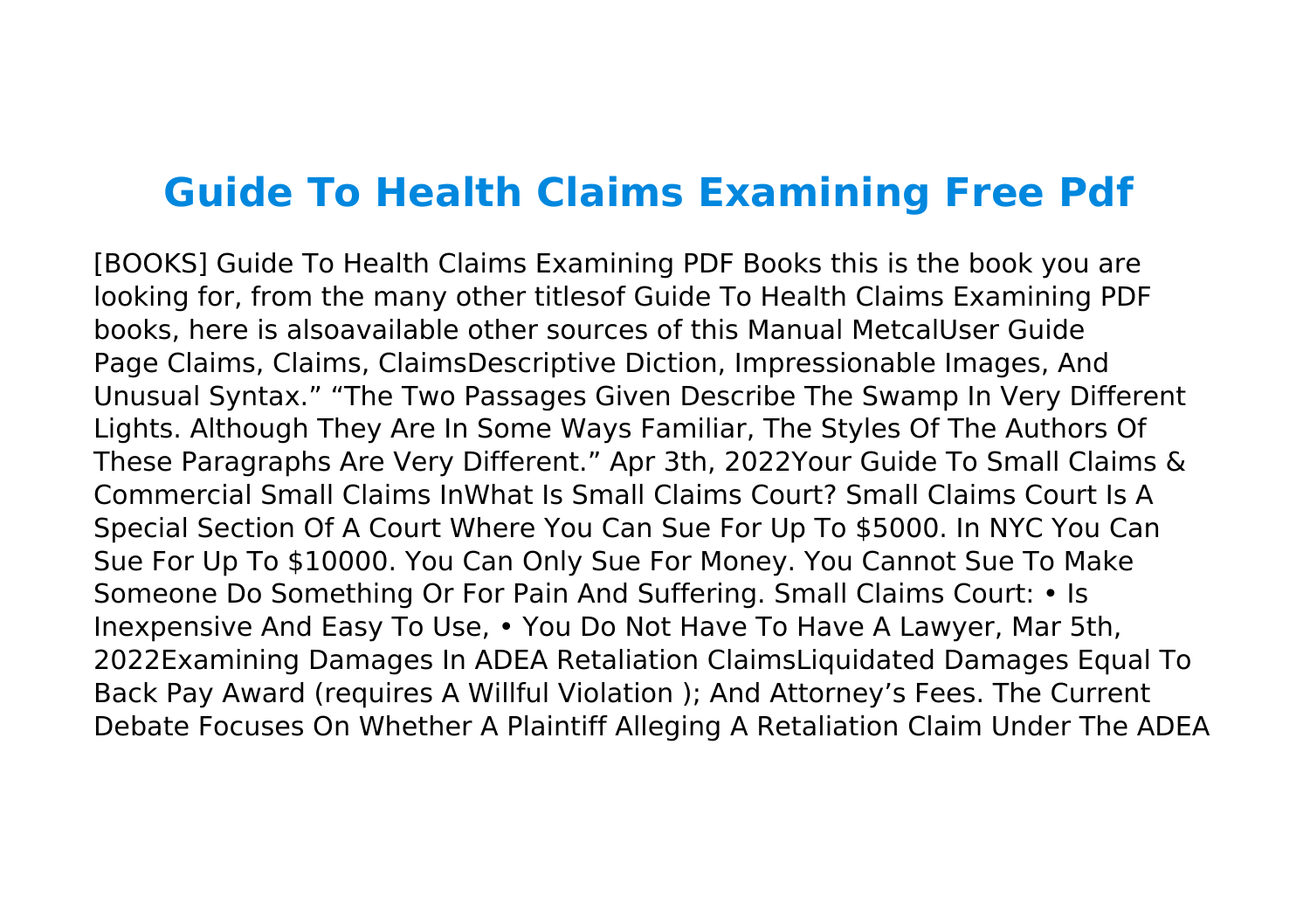# Guide To Health Claims Examining Free Pdf

[BOOKS] Guide To Health Claims Examining PDF Books this is the book you are looking for, from the many other titlesof Guide To Health Claims Examining PDF books, here is alsoavailable other sources of this Manual MetcalUser Guide Page Claims, Claims, ClaimsDescriptive Diction, Impressionable Images, And Unusual Syntax." "The Two Passages Given Describe The Swamp In Very Different Lights. Although They Are In Some Ways Familiar, The Styles Of The Authors Of These Paragraphs Are Very Different." Apr 3th, 2022Your Guide To Small Claims & Commercial Small Claims InWhat Is Small Claims Court? Small Claims Court Is A Special Section Of A Court Where You Can Sue For Up To $5000. In NYC You Can Sue For Up To $10000. You Can Only Sue For Money. You Cannot Sue To Make Someone Do Something Or For Pain And Suffering. Small Claims Court: • Is Inexpensive And Easy To Use, • You Do Not Have To Have A Lawyer, Mar 5th, 2022Examining Damages In ADEA Retaliation ClaimsLiquidated Damages Equal To Back Pay Award (requires A Willful Violation ); And Attorney's Fees. The Current Debate Focuses On Whether A Plaintiff Alleging A Retaliation Claim Under The ADEA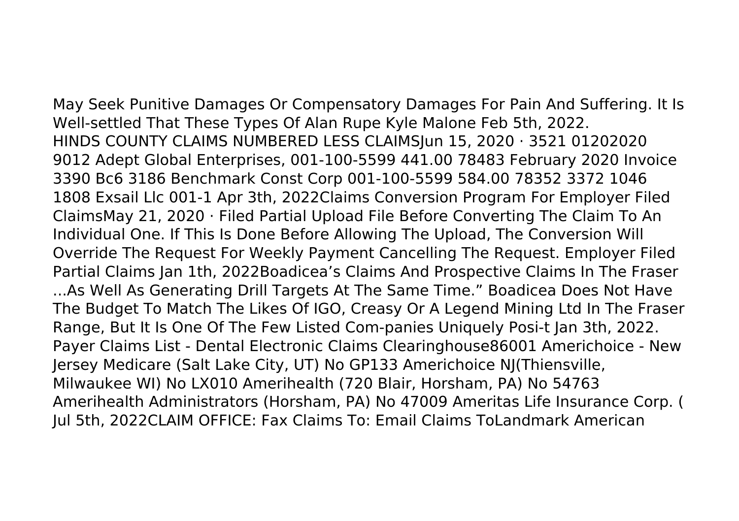May Seek Punitive Damages Or Compensatory Damages For Pain And Suffering. It Is Well-settled That These Types Of Alan Rupe Kyle Malone Feb 5th, 2022.
HINDS COUNTY CLAIMS NUMBERED LESS CLAIMSJun 15, 2020 · 3521 01202020 9012 Adept Global Enterprises, 001-100-5599 441.00 78483 February 2020 Invoice 3390 Bc6 3186 Benchmark Const Corp 001-100-5599 584.00 78352 3372 1046 1808 Exsail Llc 001-1 Apr 3th, 2022Claims Conversion Program For Employer Filed ClaimsMay 21, 2020 · Filed Partial Upload File Before Converting The Claim To An Individual One. If This Is Done Before Allowing The Upload, The Conversion Will Override The Request For Weekly Payment Cancelling The Request. Employer Filed Partial Claims Jan 1th, 2022Boadicea's Claims And Prospective Claims In The Fraser ...As Well As Generating Drill Targets At The Same Time." Boadicea Does Not Have The Budget To Match The Likes Of IGO, Creasy Or A Legend Mining Ltd In The Fraser Range, But It Is One Of The Few Listed Com-panies Uniquely Posi-t Jan 3th, 2022.
Payer Claims List - Dental Electronic Claims Clearinghouse86001 Americhoice - New Jersey Medicare (Salt Lake City, UT) No GP133 Americhoice NJ(Thiensville, Milwaukee WI) No LX010 Amerihealth (720 Blair, Horsham, PA) No 54763 Amerihealth Administrators (Horsham, PA) No 47009 Ameritas Life Insurance Corp. ( Jul 5th, 2022CLAIM OFFICE: Fax Claims To: Email Claims ToLandmark American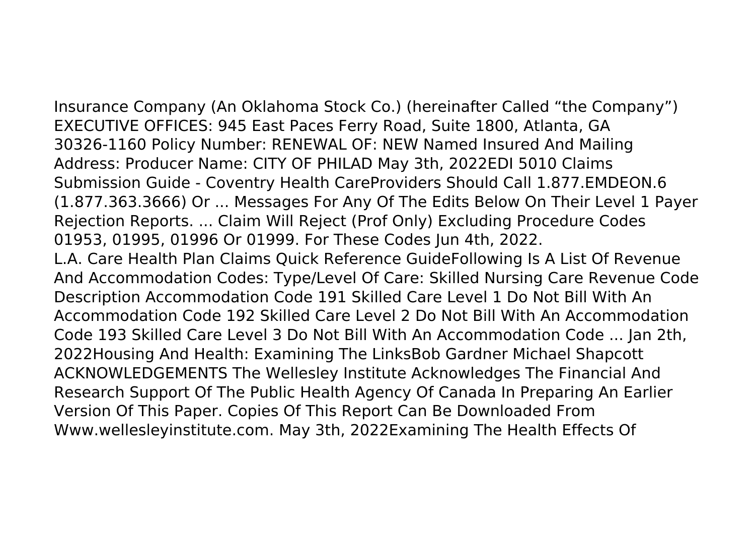Insurance Company (An Oklahoma Stock Co.) (hereinafter Called "the Company") EXECUTIVE OFFICES: 945 East Paces Ferry Road, Suite 1800, Atlanta, GA 30326-1160 Policy Number: RENEWAL OF: NEW Named Insured And Mailing Address: Producer Name: CITY OF PHILAD May 3th, 2022EDI 5010 Claims Submission Guide - Coventry Health CareProviders Should Call 1.877.EMDEON.6 (1.877.363.3666) Or ... Messages For Any Of The Edits Below On Their Level 1 Payer Rejection Reports. ... Claim Will Reject (Prof Only) Excluding Procedure Codes 01953, 01995, 01996 Or 01999. For These Codes Jun 4th, 2022.

L.A. Care Health Plan Claims Quick Reference GuideFollowing Is A List Of Revenue And Accommodation Codes: Type/Level Of Care: Skilled Nursing Care Revenue Code Description Accommodation Code 191 Skilled Care Level 1 Do Not Bill With An Accommodation Code 192 Skilled Care Level 2 Do Not Bill With An Accommodation Code 193 Skilled Care Level 3 Do Not Bill With An Accommodation Code ... Jan 2th, 2022Housing And Health: Examining The LinksBob Gardner Michael Shapcott ACKNOWLEDGEMENTS The Wellesley Institute Acknowledges The Financial And Research Support Of The Public Health Agency Of Canada In Preparing An Earlier Version Of This Paper. Copies Of This Report Can Be Downloaded From Www.wellesleyinstitute.com. May 3th, 2022Examining The Health Effects Of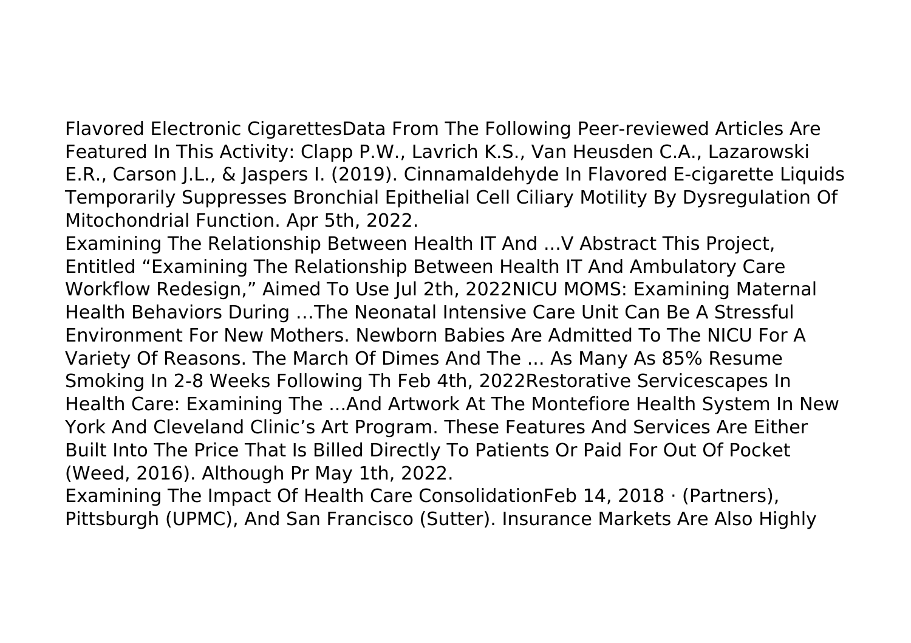Flavored Electronic CigarettesData From The Following Peer-reviewed Articles Are Featured In This Activity: Clapp P.W., Lavrich K.S., Van Heusden C.A., Lazarowski E.R., Carson J.L., & Jaspers I. (2019). Cinnamaldehyde In Flavored E-cigarette Liquids Temporarily Suppresses Bronchial Epithelial Cell Ciliary Motility By Dysregulation Of Mitochondrial Function. Apr 5th, 2022.

Examining The Relationship Between Health IT And ...V Abstract This Project, Entitled "Examining The Relationship Between Health IT And Ambulatory Care Workflow Redesign," Aimed To Use Jul 2th, 2022NICU MOMS: Examining Maternal Health Behaviors During …The Neonatal Intensive Care Unit Can Be A Stressful Environment For New Mothers. Newborn Babies Are Admitted To The NICU For A Variety Of Reasons. The March Of Dimes And The ... As Many As 85% Resume Smoking In 2-8 Weeks Following Th Feb 4th, 2022Restorative Servicescapes In Health Care: Examining The ...And Artwork At The Montefiore Health System In New York And Cleveland Clinic's Art Program. These Features And Services Are Either Built Into The Price That Is Billed Directly To Patients Or Paid For Out Of Pocket (Weed, 2016). Although Pr May 1th, 2022.

Examining The Impact Of Health Care ConsolidationFeb 14, 2018 · (Partners), Pittsburgh (UPMC), And San Francisco (Sutter). Insurance Markets Are Also Highly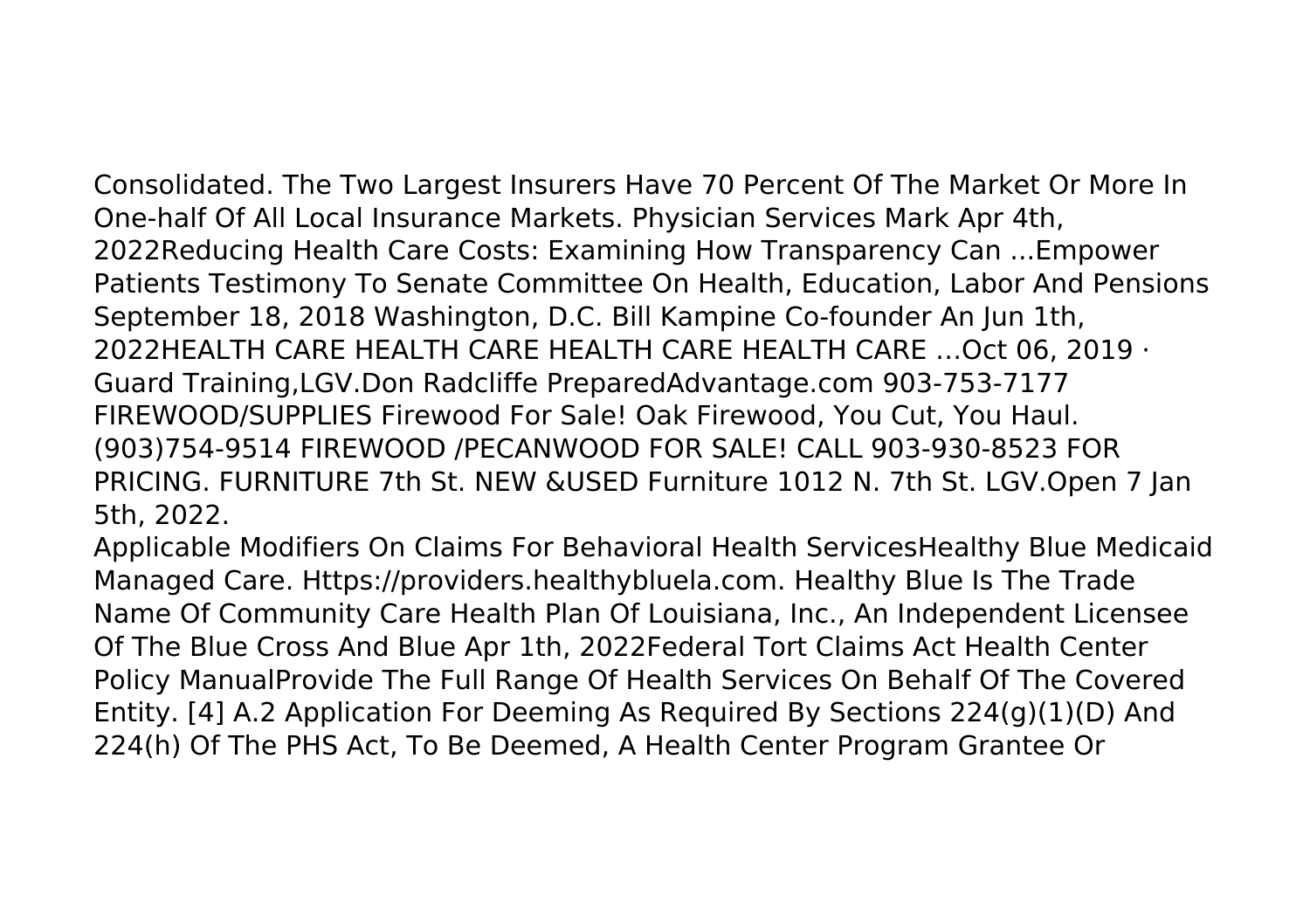Consolidated. The Two Largest Insurers Have 70 Percent Of The Market Or More In One-half Of All Local Insurance Markets. Physician Services Mark Apr 4th, 2022Reducing Health Care Costs: Examining How Transparency Can ...Empower Patients Testimony To Senate Committee On Health, Education, Labor And Pensions September 18, 2018 Washington, D.C. Bill Kampine Co-founder An Jun 1th, 2022HEALTH CARE HEALTH CARE HEALTH CARE HEALTH CARE ...Oct 06, 2019 · Guard Training,LGV.Don Radcliffe PreparedAdvantage.com 903-753-7177 FIREWOOD/SUPPLIES Firewood For Sale! Oak Firewood, You Cut, You Haul. (903)754-9514 FIREWOOD /PECANWOOD FOR SALE! CALL 903-930-8523 FOR PRICING. FURNITURE 7th St. NEW &USED Furniture 1012 N. 7th St. LGV.Open 7 Jan 5th, 2022.

Applicable Modifiers On Claims For Behavioral Health ServicesHealthy Blue Medicaid Managed Care. Https://providers.healthybluela.com. Healthy Blue Is The Trade Name Of Community Care Health Plan Of Louisiana, Inc., An Independent Licensee Of The Blue Cross And Blue Apr 1th, 2022Federal Tort Claims Act Health Center Policy ManualProvide The Full Range Of Health Services On Behalf Of The Covered Entity. [4] A.2 Application For Deeming As Required By Sections 224(g)(1)(D) And 224(h) Of The PHS Act, To Be Deemed, A Health Center Program Grantee Or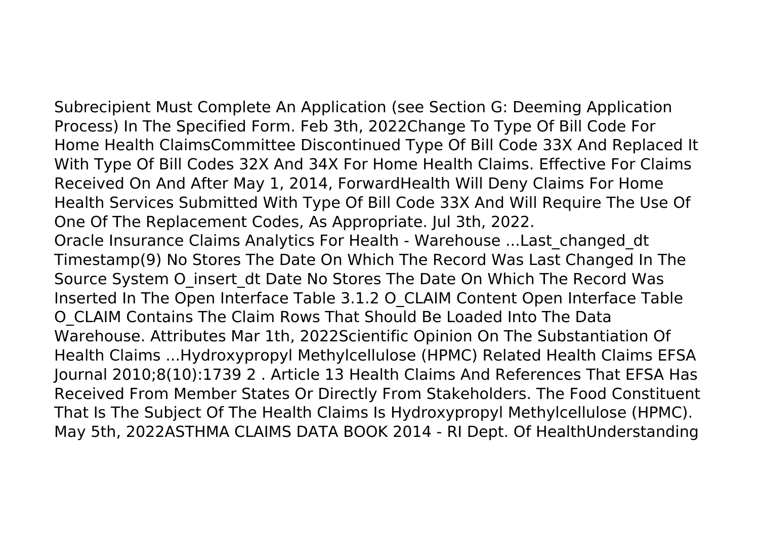Subrecipient Must Complete An Application (see Section G: Deeming Application Process) In The Specified Form. Feb 3th, 2022Change To Type Of Bill Code For Home Health ClaimsCommittee Discontinued Type Of Bill Code 33X And Replaced It With Type Of Bill Codes 32X And 34X For Home Health Claims. Effective For Claims Received On And After May 1, 2014, ForwardHealth Will Deny Claims For Home Health Services Submitted With Type Of Bill Code 33X And Will Require The Use Of One Of The Replacement Codes, As Appropriate. Jul 3th, 2022.

Oracle Insurance Claims Analytics For Health - Warehouse ...Last_changed_dt Timestamp(9) No Stores The Date On Which The Record Was Last Changed In The Source System O_insert_dt Date No Stores The Date On Which The Record Was Inserted In The Open Interface Table 3.1.2 O_CLAIM Content Open Interface Table O_CLAIM Contains The Claim Rows That Should Be Loaded Into The Data Warehouse. Attributes Mar 1th, 2022Scientific Opinion On The Substantiation Of Health Claims ...Hydroxypropyl Methylcellulose (HPMC) Related Health Claims EFSA Journal 2010;8(10):1739 2 . Article 13 Health Claims And References That EFSA Has Received From Member States Or Directly From Stakeholders. The Food Constituent That Is The Subject Of The Health Claims Is Hydroxypropyl Methylcellulose (HPMC). May 5th, 2022ASTHMA CLAIMS DATA BOOK 2014 - RI Dept. Of HealthUnderstanding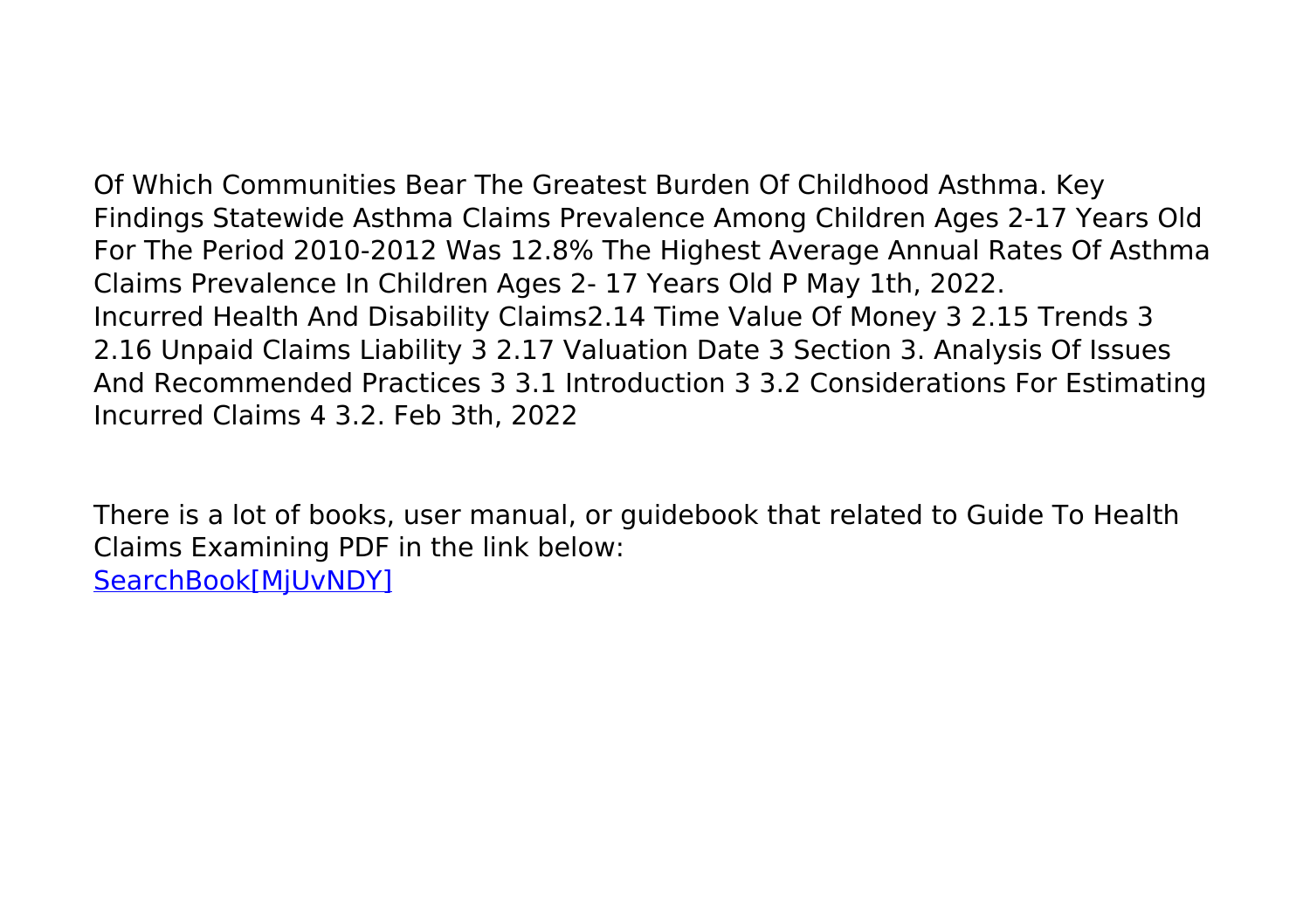Of Which Communities Bear The Greatest Burden Of Childhood Asthma. Key Findings Statewide Asthma Claims Prevalence Among Children Ages 2-17 Years Old For The Period 2010-2012 Was 12.8% The Highest Average Annual Rates Of Asthma Claims Prevalence In Children Ages 2- 17 Years Old P May 1th, 2022.
Incurred Health And Disability Claims2.14 Time Value Of Money 3 2.15 Trends 3 2.16 Unpaid Claims Liability 3 2.17 Valuation Date 3 Section 3. Analysis Of Issues And Recommended Practices 3 3.1 Introduction 3 3.2 Considerations For Estimating Incurred Claims 4 3.2. Feb 3th, 2022

There is a lot of books, user manual, or guidebook that related to Guide To Health Claims Examining PDF in the link below:
[SearchBook[MjUvNDY]]